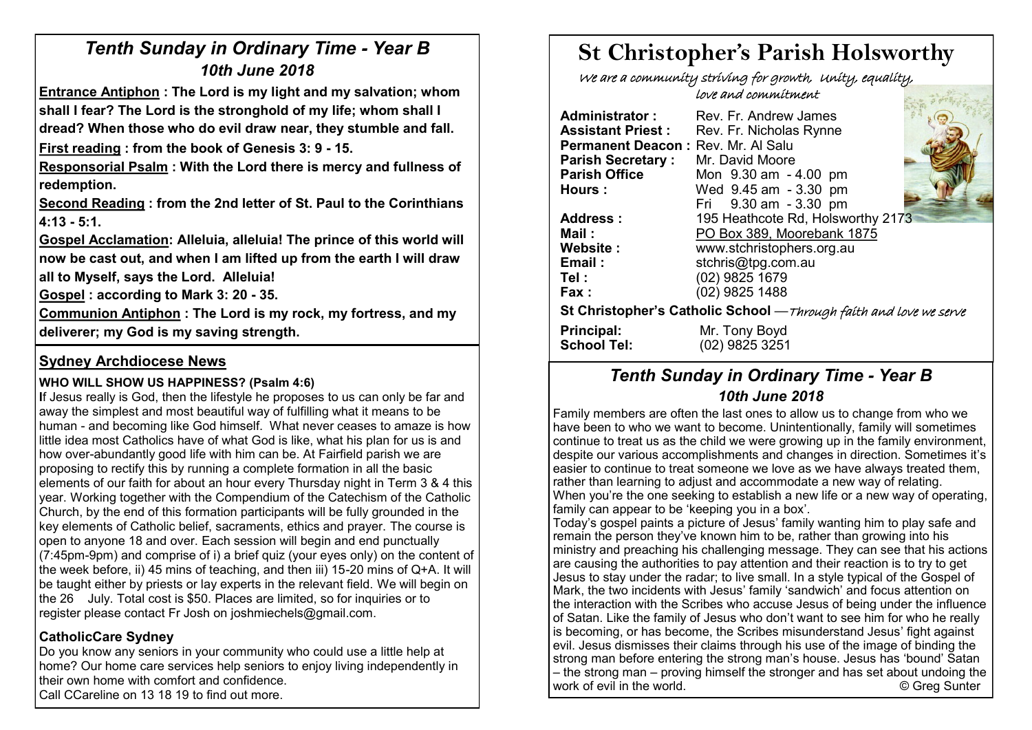## *Tenth Sunday in Ordinary Time - Year B*
### *10th June 2018*

**Entrance Antiphon : The Lord is my light and my salvation; whom shall I fear? The Lord is the stronghold of my life; whom shall I dread? When those who do evil draw near, they stumble and fall.**

**First reading : from the book of Genesis 3: 9 - 15.**

**Responsorial Psalm : With the Lord there is mercy and fullness of redemption.**

**Second Reading : from the 2nd letter of St. Paul to the Corinthians 4:13 - 5:1.**

**Gospel Acclamation: Alleluia, alleluia! The prince of this world will now be cast out, and when I am lifted up from the earth I will draw all to Myself, says the Lord. Alleluia!**

**Gospel : according to Mark 3: 20 - 35.**

**Communion Antiphon : The Lord is my rock, my fortress, and my deliverer; my God is my saving strength.**

## Sydney Archdiocese News

**WHO WILL SHOW US HAPPINESS? (Psalm 4:6)**

If Jesus really is God, then the lifestyle he proposes to us can only be far and away the simplest and most beautiful way of fulfilling what it means to be human - and becoming like God himself. What never ceases to amaze is how little idea most Catholics have of what God is like, what his plan for us is and how over-abundantly good life with him can be. At Fairfield parish we are proposing to rectify this by running a complete formation in all the basic elements of our faith for about an hour every Thursday night in Term 3 & 4 this year. Working together with the Compendium of the Catechism of the Catholic Church, by the end of this formation participants will be fully grounded in the key elements of Catholic belief, sacraments, ethics and prayer. The course is open to anyone 18 and over. Each session will begin and end punctually (7:45pm-9pm) and comprise of i) a brief quiz (your eyes only) on the content of the week before, ii) 45 mins of teaching, and then iii) 15-20 mins of Q+A. It will be taught either by priests or lay experts in the relevant field. We will begin on the 26 July. Total cost is $50. Places are limited, so for inquiries or to register please contact Fr Josh on joshmiechels@gmail.com.

### CatholicCare Sydney

Do you know any seniors in your community who could use a little help at home? Our home care services help seniors to enjoy living independently in their own home with comfort and confidence.
Call CCareline on 13 18 19 to find out more.

# St Christopher's Parish Holsworthy

*We are a community striving for growth, Unity, equality, love and commitment*

**Administrator :** Rev. Fr. Andrew James
**Assistant Priest :** Rev. Fr. Nicholas Rynne
**Permanent Deacon :** Rev. Mr. Al Salu
**Parish Secretary :** Mr. David Moore
**Parish Office Hours :** Mon 9.30 am - 4.00 pm
Wed 9.45 am - 3.30 pm
Fri 9.30 am - 3.30 pm
**Address :** 195 Heathcote Rd, Holsworthy 2173
**Mail :** PO Box 389, Moorebank 1875
**Website :** www.stchristophers.org.au
**Email :** stchris@tpg.com.au
**Tel :** (02) 9825 1679
**Fax :** (02) 9825 1488

**St Christopher's Catholic School** —*Through faith and love we serve*

**Principal:** Mr. Tony Boyd
**School Tel:** (02) 9825 3251

## *Tenth Sunday in Ordinary Time - Year B*
### *10th June 2018*

Family members are often the last ones to allow us to change from who we have been to who we want to become. Unintentionally, family will sometimes continue to treat us as the child we were growing up in the family environment, despite our various accomplishments and changes in direction. Sometimes it's easier to continue to treat someone we love as we have always treated them, rather than learning to adjust and accommodate a new way of relating. When you're the one seeking to establish a new life or a new way of operating, family can appear to be 'keeping you in a box'.

Today's gospel paints a picture of Jesus' family wanting him to play safe and remain the person they've known him to be, rather than growing into his ministry and preaching his challenging message. They can see that his actions are causing the authorities to pay attention and their reaction is to try to get Jesus to stay under the radar; to live small. In a style typical of the Gospel of Mark, the two incidents with Jesus' family 'sandwich' and focus attention on the interaction with the Scribes who accuse Jesus of being under the influence of Satan. Like the family of Jesus who don't want to see him for who he really is becoming, or has become, the Scribes misunderstand Jesus' fight against evil. Jesus dismisses their claims through his use of the image of binding the strong man before entering the strong man's house. Jesus has 'bound' Satan – the strong man – proving himself the stronger and has set about undoing the work of evil in the world. © Greg Sunter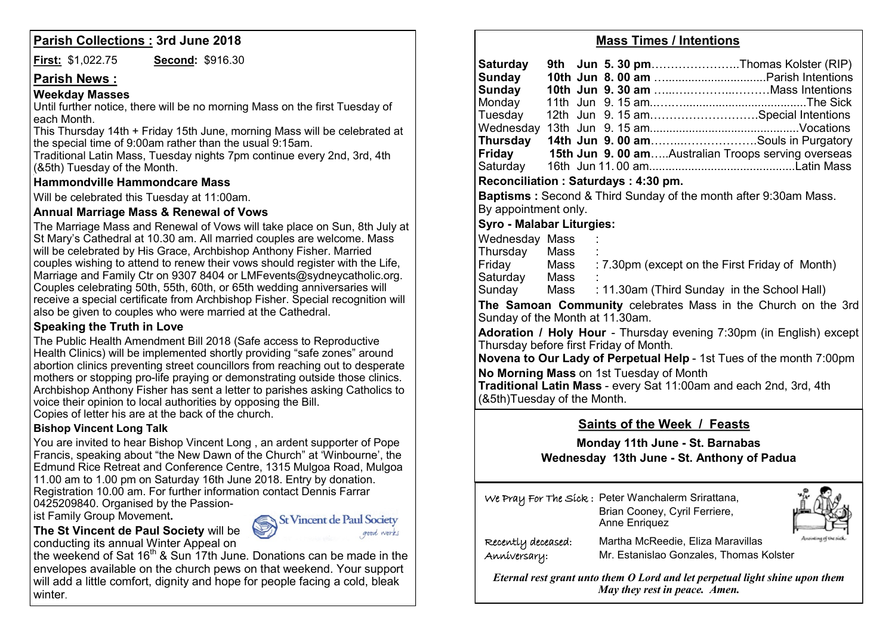## Parish Collections : 3rd June 2018

**First:** $1,022.75 **Second:** $916.30

## Parish News :

### Weekday Masses

Until further notice, there will be no morning Mass on the first Tuesday of each Month.

This Thursday 14th + Friday 15th June, morning Mass will be celebrated at the special time of 9:00am rather than the usual 9:15am.

Traditional Latin Mass, Tuesday nights 7pm continue every 2nd, 3rd, 4th (&5th) Tuesday of the Month.

### Hammondville Hammondcare Mass

Will be celebrated this Tuesday at 11:00am.

### Annual Marriage Mass & Renewal of Vows

The Marriage Mass and Renewal of Vows will take place on Sun, 8th July at St Mary's Cathedral at 10.30 am. All married couples are welcome. Mass will be celebrated by His Grace, Archbishop Anthony Fisher. Married couples wishing to attend to renew their vows should register with the Life, Marriage and Family Ctr on 9307 8404 or LMFevents@sydneycatholic.org. Couples celebrating 50th, 55th, 60th, or 65th wedding anniversaries will receive a special certificate from Archbishop Fisher. Special recognition will also be given to couples who were married at the Cathedral.

### Speaking the Truth in Love

The Public Health Amendment Bill 2018 (Safe access to Reproductive Health Clinics) will be implemented shortly providing "safe zones" around abortion clinics preventing street councillors from reaching out to desperate mothers or stopping pro-life praying or demonstrating outside those clinics. Archbishop Anthony Fisher has sent a letter to parishes asking Catholics to voice their opinion to local authorities by opposing the Bill.
Copies of letter his are at the back of the church.

### Bishop Vincent Long Talk

You are invited to hear Bishop Vincent Long , an ardent supporter of Pope Francis, speaking about "the New Dawn of the Church" at 'Winbourne', the Edmund Rice Retreat and Conference Centre, 1315 Mulgoa Road, Mulgoa 11.00 am to 1.00 pm on Saturday 16th June 2018. Entry by donation. Registration 10.00 am. For further information contact Dennis Farrar 0425209840. Organised by the Passionist Family Group Movement**.**

**The St Vincent de Paul Society** will be conducting its annual Winter Appeal on the weekend of Sat 16th & Sun 17th June. Donations can be made in the envelopes available on the church pews on that weekend. Your support will add a little comfort, dignity and hope for people facing a cold, bleak winter.

## Mass Times / Intentions

| | | | |
|---|---|---|---|
| **Saturday** | **9th Jun** | **5. 30 pm** | Thomas Kolster (RIP) |
| **Sunday** | **10th Jun** | **8. 00 am** | Parish Intentions |
| **Sunday** | **10th Jun** | **9. 30 am** | Mass Intentions |
| Monday | 11th Jun | 9. 15 am. | The Sick |
| Tuesday | 12th Jun | 9. 15 am. | Special Intentions |
| Wednesday | 13th Jun | 9. 15 am. | Vocations |
| **Thursday** | **14th Jun** | **9. 00 am** | Souls in Purgatory |
| **Friday** | **15th Jun** | **9. 00 am** | Australian Troops serving overseas |
| Saturday | 16th Jun | 11. 00 am. | Latin Mass |

**Reconciliation : Saturdays : 4:30 pm.**

**Baptisms :** Second & Third Sunday of the month after 9:30am Mass. By appointment only.

**Syro - Malabar Liturgies:**

Wednesday Mass :
Thursday Mass :
Friday Mass : 7.30pm (except on the First Friday of Month)
Saturday Mass :
Sunday Mass : 11.30am (Third Sunday in the School Hall)

**The Samoan Community** celebrates Mass in the Church on the 3rd Sunday of the Month at 11.30am.

**Adoration / Holy Hour** - Thursday evening 7:30pm (in English) except Thursday before first Friday of Month.

**Novena to Our Lady of Perpetual Help** - 1st Tues of the month 7:00pm

**No Morning Mass** on 1st Tuesday of Month

**Traditional Latin Mass** - every Sat 11:00am and each 2nd, 3rd, 4th (&5th)Tuesday of the Month.

## Saints of the Week / Feasts

**Monday 11th June - St. Barnabas**
**Wednesday 13th June - St. Anthony of Padua**

We Pray For The Sick : Peter Wanchalerm Srirattana, Brian Cooney, Cyril Ferriere, Anne Enriquez

Recently deceased: Martha McReedie, Eliza Maravillas

Anniversary: Mr. Estanislao Gonzales, Thomas Kolster

*Eternal rest grant unto them O Lord and let perpetual light shine upon them May they rest in peace. Amen.*